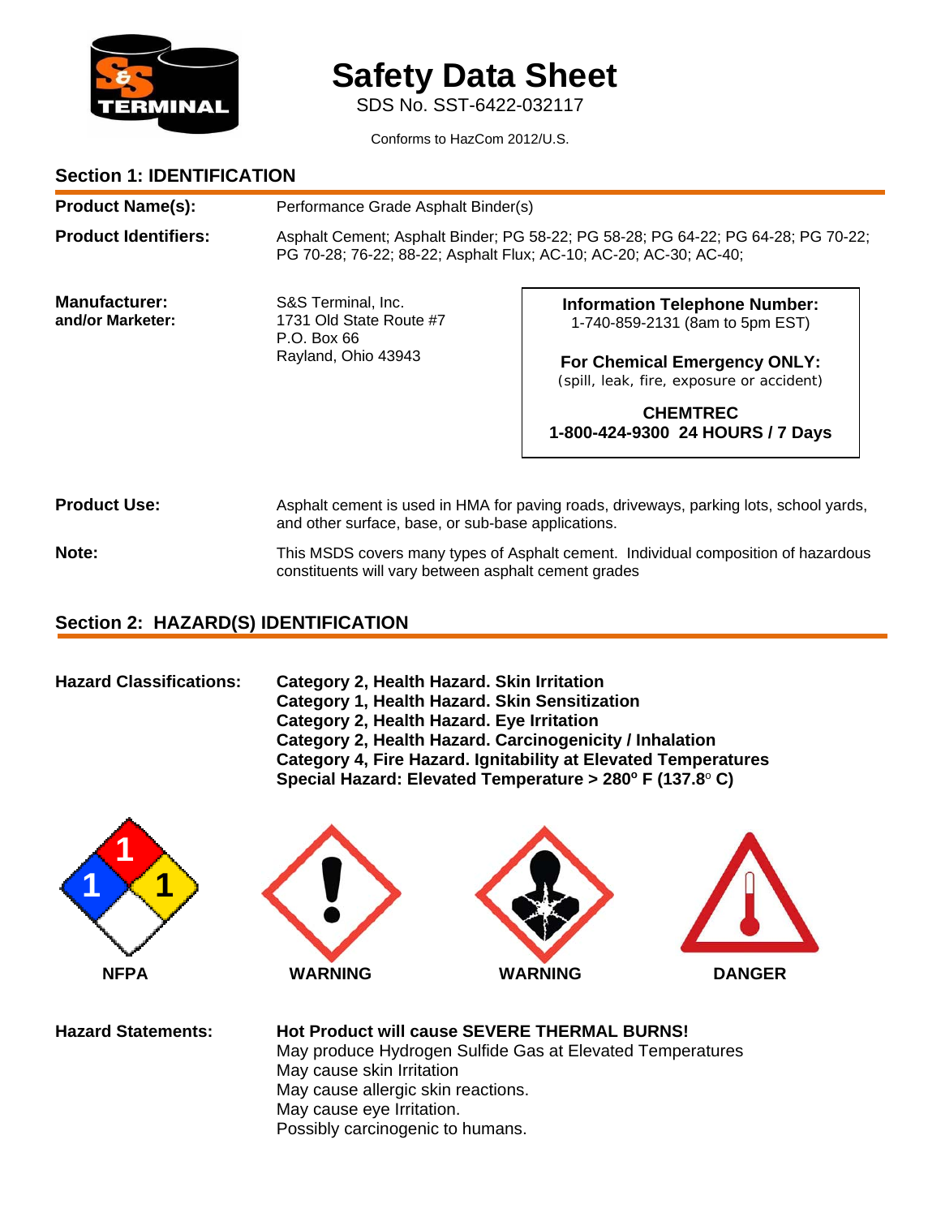# Safety Data Sheet

SDS No. SST-6422-032117

Conforms to HazCom 2012/U.S.

## Section 1: IDENTIFICATION

**Product Name(s):** Performance Grade Asphalt Binder(s)

**Product Identifiers:** Asphalt Cement; Asphalt Binder; PG 58-22; PG 58-28; PG 64-22; PG 64-28; PG 70-22; PG 70-28; 76-22; 88-22; Asphalt Flux; AC-10; AC-20; AC-30; AC-40;

**Manufacturer: and/or Marketer:**
S&S Terminal, Inc.
1731 Old State Route #7
P.O. Box 66
Rayland, Ohio 43943

**Information Telephone Number:**
1-740-859-2131 (8am to 5pm EST)

**For Chemical Emergency ONLY:**
(spill, leak, fire, exposure or accident)

**CHEMTREC**
**1-800-424-9300 24 HOURS / 7 Days**

**Product Use:** Asphalt cement is used in HMA for paving roads, driveways, parking lots, school yards, and other surface, base, or sub-base applications.

**Note:** This MSDS covers many types of Asphalt cement. Individual composition of hazardous constituents will vary between asphalt cement grades

## Section 2: HAZARD(S) IDENTIFICATION

**Hazard Classifications:**
**Category 2, Health Hazard. Skin Irritation**
**Category 1, Health Hazard. Skin Sensitization**
**Category 2, Health Hazard. Eye Irritation**
**Category 2, Health Hazard. Carcinogenicity / Inhalation**
**Category 4, Fire Hazard. Ignitability at Elevated Temperatures**
**Special Hazard: Elevated Temperature > 280° F (137.8° C)**

NFPA: 1 / 1 / 1 — **NFPA**

**WARNING** **WARNING** **DANGER**

**Hazard Statements:**
**Hot Product will cause SEVERE THERMAL BURNS!**
May produce Hydrogen Sulfide Gas at Elevated Temperatures
May cause skin Irritation
May cause allergic skin reactions.
May cause eye Irritation.
Possibly carcinogenic to humans.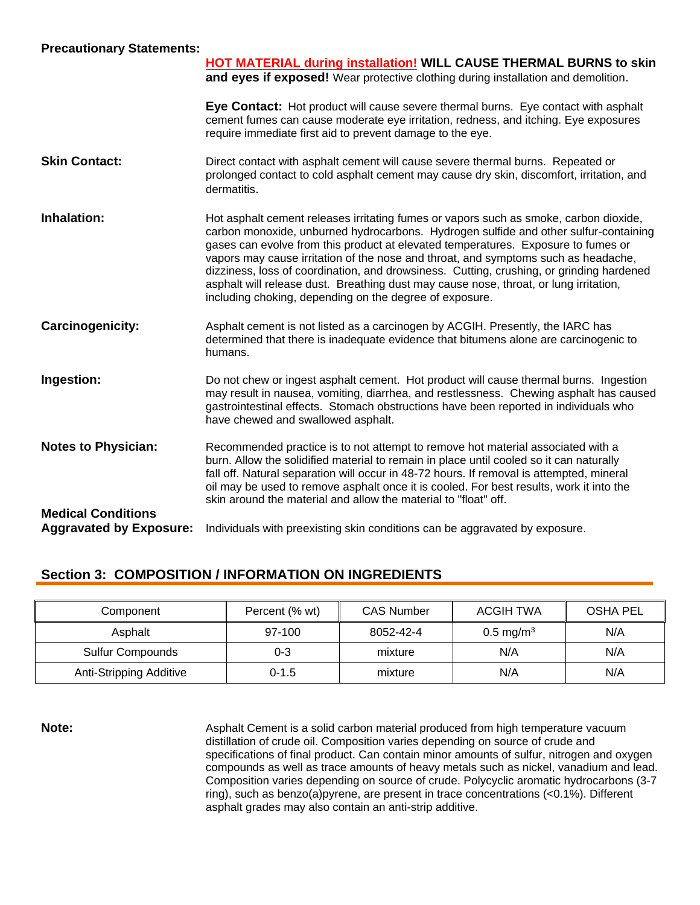**Precautionary Statements:**

**HOT MATERIAL during installation! WILL CAUSE THERMAL BURNS to skin and eyes if exposed!** Wear protective clothing during installation and demolition.

**Eye Contact:** Hot product will cause severe thermal burns. Eye contact with asphalt cement fumes can cause moderate eye irritation, redness, and itching. Eye exposures require immediate first aid to prevent damage to the eye.

**Skin Contact:** Direct contact with asphalt cement will cause severe thermal burns. Repeated or prolonged contact to cold asphalt cement may cause dry skin, discomfort, irritation, and dermatitis.

**Inhalation:** Hot asphalt cement releases irritating fumes or vapors such as smoke, carbon dioxide, carbon monoxide, unburned hydrocarbons. Hydrogen sulfide and other sulfur-containing gases can evolve from this product at elevated temperatures. Exposure to fumes or vapors may cause irritation of the nose and throat, and symptoms such as headache, dizziness, loss of coordination, and drowsiness. Cutting, crushing, or grinding hardened asphalt will release dust. Breathing dust may cause nose, throat, or lung irritation, including choking, depending on the degree of exposure.

**Carcinogenicity:** Asphalt cement is not listed as a carcinogen by ACGIH. Presently, the IARC has determined that there is inadequate evidence that bitumens alone are carcinogenic to humans.

**Ingestion:** Do not chew or ingest asphalt cement. Hot product will cause thermal burns. Ingestion may result in nausea, vomiting, diarrhea, and restlessness. Chewing asphalt has caused gastrointestinal effects. Stomach obstructions have been reported in individuals who have chewed and swallowed asphalt.

**Notes to Physician:** Recommended practice is to not attempt to remove hot material associated with a burn. Allow the solidified material to remain in place until cooled so it can naturally fall off. Natural separation will occur in 48-72 hours. If removal is attempted, mineral oil may be used to remove asphalt once it is cooled. For best results, work it into the skin around the material and allow the material to "float" off.

**Medical Conditions Aggravated by Exposure:** Individuals with preexisting skin conditions can be aggravated by exposure.

## Section 3: COMPOSITION / INFORMATION ON INGREDIENTS

| Component | Percent (% wt) | CAS Number | ACGIH TWA | OSHA PEL |
|---|---|---|---|---|
| Asphalt | 97-100 | 8052-42-4 | 0.5 mg/m$^3$ | N/A |
| Sulfur Compounds | 0-3 | mixture | N/A | N/A |
| Anti-Stripping Additive | 0-1.5 | mixture | N/A | N/A |

**Note:** Asphalt Cement is a solid carbon material produced from high temperature vacuum distillation of crude oil. Composition varies depending on source of crude and specifications of final product. Can contain minor amounts of sulfur, nitrogen and oxygen compounds as well as trace amounts of heavy metals such as nickel, vanadium and lead. Composition varies depending on source of crude. Polycyclic aromatic hydrocarbons (3-7 ring), such as benzo(a)pyrene, are present in trace concentrations (<0.1%). Different asphalt grades may also contain an anti-strip additive.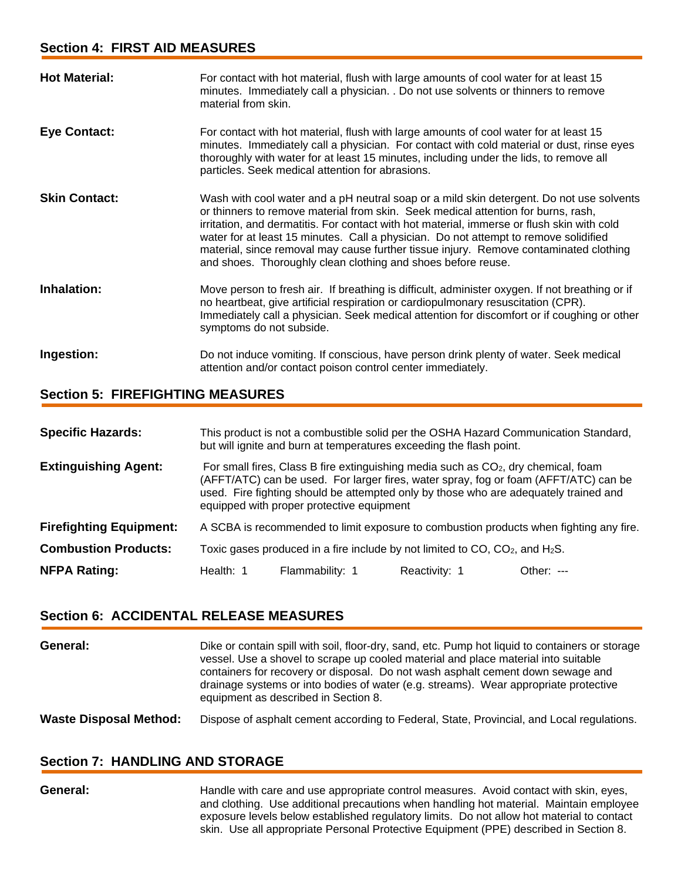## Section 4: FIRST AID MEASURES

**Hot Material:** For contact with hot material, flush with large amounts of cool water for at least 15 minutes. Immediately call a physician. . Do not use solvents or thinners to remove material from skin.

**Eye Contact:** For contact with hot material, flush with large amounts of cool water for at least 15 minutes. Immediately call a physician. For contact with cold material or dust, rinse eyes thoroughly with water for at least 15 minutes, including under the lids, to remove all particles. Seek medical attention for abrasions.

**Skin Contact:** Wash with cool water and a pH neutral soap or a mild skin detergent. Do not use solvents or thinners to remove material from skin. Seek medical attention for burns, rash, irritation, and dermatitis. For contact with hot material, immerse or flush skin with cold water for at least 15 minutes. Call a physician. Do not attempt to remove solidified material, since removal may cause further tissue injury. Remove contaminated clothing and shoes. Thoroughly clean clothing and shoes before reuse.

**Inhalation:** Move person to fresh air. If breathing is difficult, administer oxygen. If not breathing or if no heartbeat, give artificial respiration or cardiopulmonary resuscitation (CPR). Immediately call a physician. Seek medical attention for discomfort or if coughing or other symptoms do not subside.

**Ingestion:** Do not induce vomiting. If conscious, have person drink plenty of water. Seek medical attention and/or contact poison control center immediately.

## Section 5: FIREFIGHTING MEASURES

**Specific Hazards:** This product is not a combustible solid per the OSHA Hazard Communication Standard, but will ignite and burn at temperatures exceeding the flash point.

**Extinguishing Agent:** For small fires, Class B fire extinguishing media such as $CO_2$, dry chemical, foam (AFFT/ATC) can be used. For larger fires, water spray, fog or foam (AFFT/ATC) can be used. Fire fighting should be attempted only by those who are adequately trained and equipped with proper protective equipment

**Firefighting Equipment:** A SCBA is recommended to limit exposure to combustion products when fighting any fire.

**Combustion Products:** Toxic gases produced in a fire include by not limited to CO, $CO_2$, and $H_2S$.

| **NFPA Rating:** | Health: 1 | Flammability: 1 | Reactivity: 1 | Other: --- |
|---|---|---|---|---|

## Section 6: ACCIDENTAL RELEASE MEASURES

**General:** Dike or contain spill with soil, floor-dry, sand, etc. Pump hot liquid to containers or storage vessel. Use a shovel to scrape up cooled material and place material into suitable containers for recovery or disposal. Do not wash asphalt cement down sewage and drainage systems or into bodies of water (e.g. streams). Wear appropriate protective equipment as described in Section 8.

**Waste Disposal Method:** Dispose of asphalt cement according to Federal, State, Provincial, and Local regulations.

## Section 7: HANDLING AND STORAGE

**General:** Handle with care and use appropriate control measures. Avoid contact with skin, eyes, and clothing. Use additional precautions when handling hot material. Maintain employee exposure levels below established regulatory limits. Do not allow hot material to contact skin. Use all appropriate Personal Protective Equipment (PPE) described in Section 8.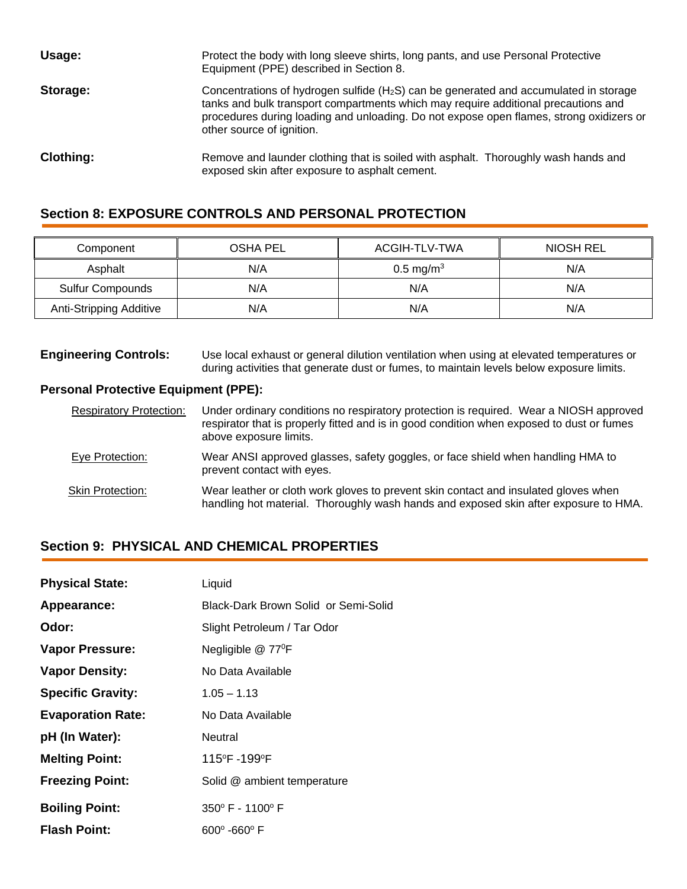**Usage:** Protect the body with long sleeve shirts, long pants, and use Personal Protective Equipment (PPE) described in Section 8.

**Storage:** Concentrations of hydrogen sulfide ($H_2S$) can be generated and accumulated in storage tanks and bulk transport compartments which may require additional precautions and procedures during loading and unloading. Do not expose open flames, strong oxidizers or other source of ignition.

**Clothing:** Remove and launder clothing that is soiled with asphalt. Thoroughly wash hands and exposed skin after exposure to asphalt cement.

## Section 8: EXPOSURE CONTROLS AND PERSONAL PROTECTION

| Component | OSHA PEL | ACGIH-TLV-TWA | NIOSH REL |
|---|---|---|---|
| Asphalt | N/A | 0.5 mg/m$^3$ | N/A |
| Sulfur Compounds | N/A | N/A | N/A |
| Anti-Stripping Additive | N/A | N/A | N/A |

**Engineering Controls:** Use local exhaust or general dilution ventilation when using at elevated temperatures or during activities that generate dust or fumes, to maintain levels below exposure limits.

**Personal Protective Equipment (PPE):**

Respiratory Protection: Under ordinary conditions no respiratory protection is required. Wear a NIOSH approved respirator that is properly fitted and is in good condition when exposed to dust or fumes above exposure limits.

Eye Protection: Wear ANSI approved glasses, safety goggles, or face shield when handling HMA to prevent contact with eyes.

Skin Protection: Wear leather or cloth work gloves to prevent skin contact and insulated gloves when handling hot material. Thoroughly wash hands and exposed skin after exposure to HMA.

## Section 9: PHYSICAL AND CHEMICAL PROPERTIES

**Physical State:** Liquid

**Appearance:** Black-Dark Brown Solid or Semi-Solid

**Odor:** Slight Petroleum / Tar Odor

**Vapor Pressure:** Negligible @ 77$^0$F

**Vapor Density:** No Data Available

**Specific Gravity:** 1.05 – 1.13

**Evaporation Rate:** No Data Available

**pH (In Water):** Neutral

**Melting Point:** 115$^o$F -199$^o$F

**Freezing Point:** Solid @ ambient temperature

**Boiling Point:** 350$^o$ F - 1100$^o$ F

**Flash Point:** 600$^o$ -660$^o$ F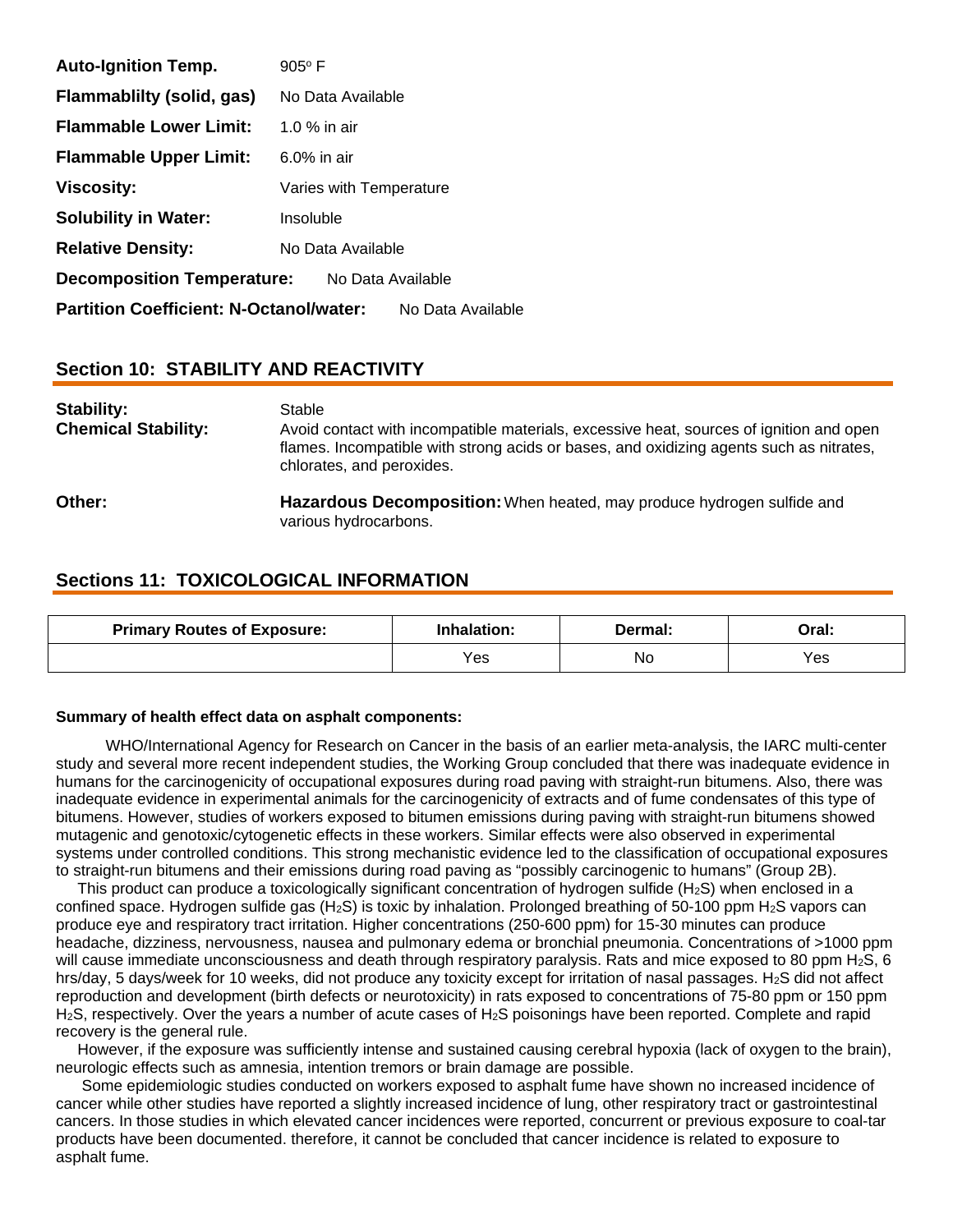**Auto-Ignition Temp.** 905° F

**Flammablilty (solid, gas)** No Data Available

**Flammable Lower Limit:** 1.0 % in air

**Flammable Upper Limit:** 6.0% in air

**Viscosity:** Varies with Temperature

**Solubility in Water:** Insoluble

**Relative Density:** No Data Available

**Decomposition Temperature:** No Data Available

**Partition Coefficient: N-Octanol/water:** No Data Available

## Section 10: STABILITY AND REACTIVITY

**Stability:** Stable

**Chemical Stability:** Avoid contact with incompatible materials, excessive heat, sources of ignition and open flames. Incompatible with strong acids or bases, and oxidizing agents such as nitrates, chlorates, and peroxides.

**Other:** **Hazardous Decomposition:** When heated, may produce hydrogen sulfide and various hydrocarbons.

## Sections 11: TOXICOLOGICAL INFORMATION

| Primary Routes of Exposure: | Inhalation: | Dermal: | Oral: |
|---|---|---|---|
| | Yes | No | Yes |

**Summary of health effect data on asphalt components:**

WHO/International Agency for Research on Cancer in the basis of an earlier meta-analysis, the IARC multi-center study and several more recent independent studies, the Working Group concluded that there was inadequate evidence in humans for the carcinogenicity of occupational exposures during road paving with straight-run bitumens. Also, there was inadequate evidence in experimental animals for the carcinogenicity of extracts and of fume condensates of this type of bitumens. However, studies of workers exposed to bitumen emissions during paving with straight-run bitumens showed mutagenic and genotoxic/cytogenetic effects in these workers. Similar effects were also observed in experimental systems under controlled conditions. This strong mechanistic evidence led to the classification of occupational exposures to straight-run bitumens and their emissions during road paving as “possibly carcinogenic to humans” (Group 2B).

This product can produce a toxicologically significant concentration of hydrogen sulfide ($H_2S$) when enclosed in a confined space. Hydrogen sulfide gas ($H_2S$) is toxic by inhalation. Prolonged breathing of 50-100 ppm $H_2S$ vapors can produce eye and respiratory tract irritation. Higher concentrations (250-600 ppm) for 15-30 minutes can produce headache, dizziness, nervousness, nausea and pulmonary edema or bronchial pneumonia. Concentrations of >1000 ppm will cause immediate unconsciousness and death through respiratory paralysis. Rats and mice exposed to 80 ppm $H_2S$, 6 hrs/day, 5 days/week for 10 weeks, did not produce any toxicity except for irritation of nasal passages. $H_2S$ did not affect reproduction and development (birth defects or neurotoxicity) in rats exposed to concentrations of 75-80 ppm or 150 ppm $H_2S$, respectively. Over the years a number of acute cases of $H_2S$ poisonings have been reported. Complete and rapid recovery is the general rule.

However, if the exposure was sufficiently intense and sustained causing cerebral hypoxia (lack of oxygen to the brain), neurologic effects such as amnesia, intention tremors or brain damage are possible.

Some epidemiologic studies conducted on workers exposed to asphalt fume have shown no increased incidence of cancer while other studies have reported a slightly increased incidence of lung, other respiratory tract or gastrointestinal cancers. In those studies in which elevated cancer incidences were reported, concurrent or previous exposure to coal-tar products have been documented. therefore, it cannot be concluded that cancer incidence is related to exposure to asphalt fume.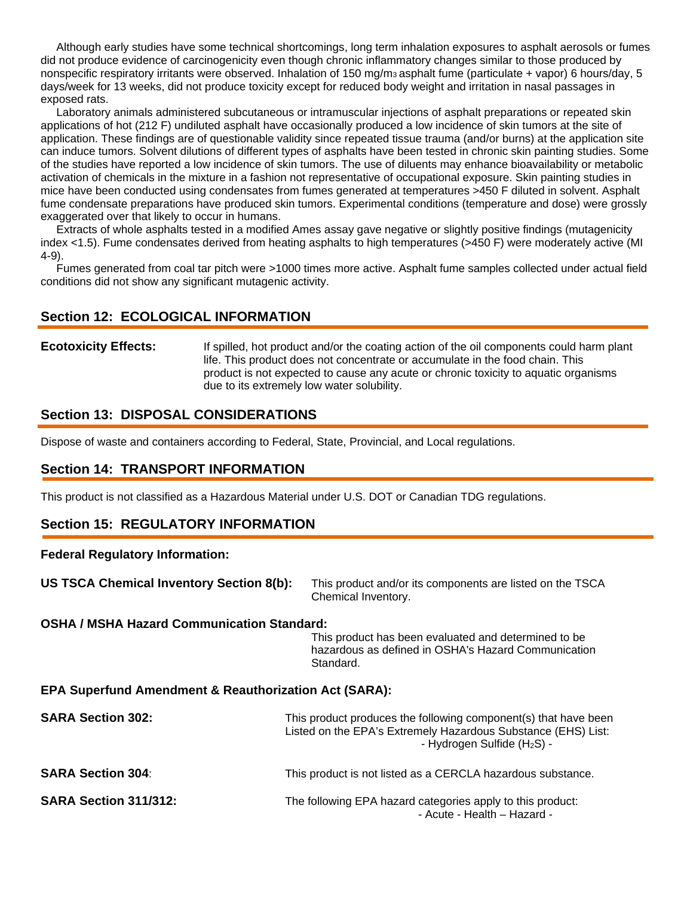Although early studies have some technical shortcomings, long term inhalation exposures to asphalt aerosols or fumes did not produce evidence of carcinogenicity even though chronic inflammatory changes similar to those produced by nonspecific respiratory irritants were observed. Inhalation of 150 $mg/m^3$ asphalt fume (particulate + vapor) 6 hours/day, 5 days/week for 13 weeks, did not produce toxicity except for reduced body weight and irritation in nasal passages in exposed rats.

Laboratory animals administered subcutaneous or intramuscular injections of asphalt preparations or repeated skin applications of hot (212 F) undiluted asphalt have occasionally produced a low incidence of skin tumors at the site of application. These findings are of questionable validity since repeated tissue trauma (and/or burns) at the application site can induce tumors. Solvent dilutions of different types of asphalts have been tested in chronic skin painting studies. Some of the studies have reported a low incidence of skin tumors. The use of diluents may enhance bioavailability or metabolic activation of chemicals in the mixture in a fashion not representative of occupational exposure. Skin painting studies in mice have been conducted using condensates from fumes generated at temperatures >450 F diluted in solvent. Asphalt fume condensate preparations have produced skin tumors. Experimental conditions (temperature and dose) were grossly exaggerated over that likely to occur in humans.

Extracts of whole asphalts tested in a modified Ames assay gave negative or slightly positive findings (mutagenicity index <1.5). Fume condensates derived from heating asphalts to high temperatures (>450 F) were moderately active (MI 4-9).

Fumes generated from coal tar pitch were >1000 times more active. Asphalt fume samples collected under actual field conditions did not show any significant mutagenic activity.

## Section 12: ECOLOGICAL INFORMATION

**Ecotoxicity Effects:** If spilled, hot product and/or the coating action of the oil components could harm plant life. This product does not concentrate or accumulate in the food chain. This product is not expected to cause any acute or chronic toxicity to aquatic organisms due to its extremely low water solubility.

## Section 13: DISPOSAL CONSIDERATIONS

Dispose of waste and containers according to Federal, State, Provincial, and Local regulations.

## Section 14: TRANSPORT INFORMATION

This product is not classified as a Hazardous Material under U.S. DOT or Canadian TDG regulations.

## Section 15: REGULATORY INFORMATION

**Federal Regulatory Information:**

**US TSCA Chemical Inventory Section 8(b):** This product and/or its components are listed on the TSCA Chemical Inventory.

**OSHA / MSHA Hazard Communication Standard:**
This product has been evaluated and determined to be hazardous as defined in OSHA's Hazard Communication Standard.

**EPA Superfund Amendment & Reauthorization Act (SARA):**

**SARA Section 302:** This product produces the following component(s) that have been Listed on the EPA's Extremely Hazardous Substance (EHS) List:
- Hydrogen Sulfide ($H_2S$) -

**SARA Section 304**: This product is not listed as a CERCLA hazardous substance.

**SARA Section 311/312:** The following EPA hazard categories apply to this product:
- Acute - Health – Hazard -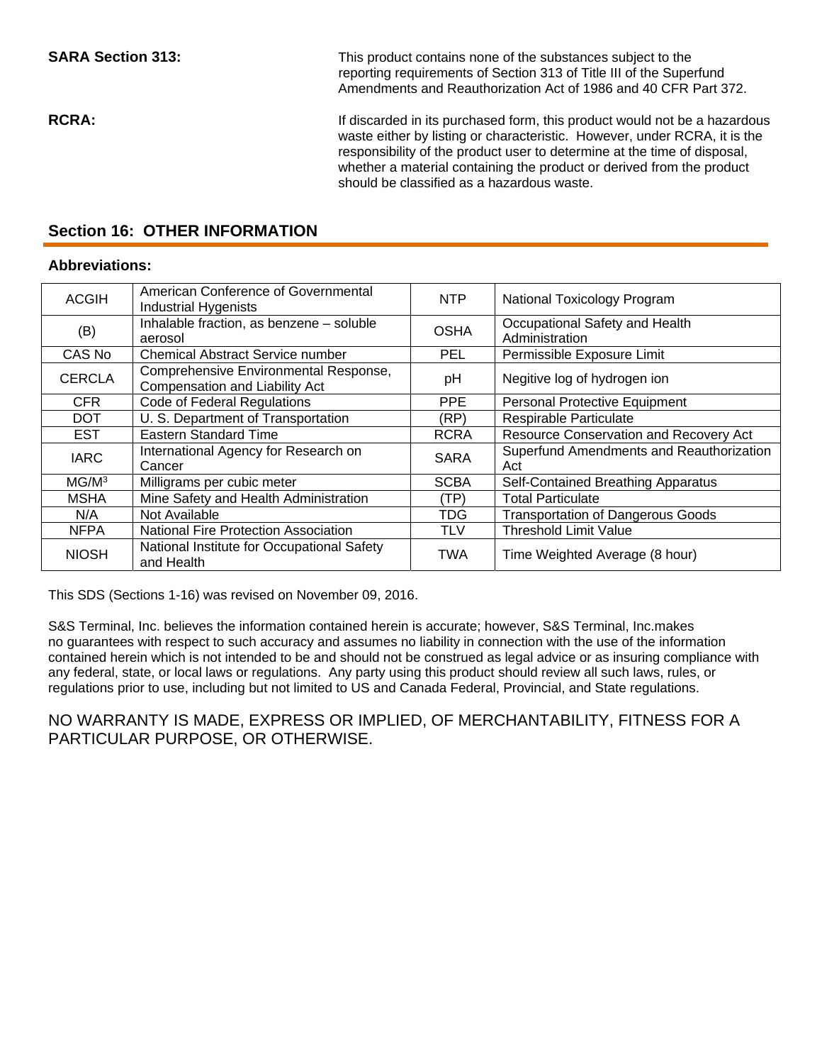**SARA Section 313:** This product contains none of the substances subject to the reporting requirements of Section 313 of Title III of the Superfund Amendments and Reauthorization Act of 1986 and 40 CFR Part 372.

**RCRA:** If discarded in its purchased form, this product would not be a hazardous waste either by listing or characteristic. However, under RCRA, it is the responsibility of the product user to determine at the time of disposal, whether a material containing the product or derived from the product should be classified as a hazardous waste.

## Section 16: OTHER INFORMATION

**Abbreviations:**

| | | | |
|---|---|---|---|
| ACGIH | American Conference of Governmental Industrial Hygenists | NTP | National Toxicology Program |
| (B) | Inhalable fraction, as benzene – soluble aerosol | OSHA | Occupational Safety and Health Administration |
| CAS No | Chemical Abstract Service number | PEL | Permissible Exposure Limit |
| CERCLA | Comprehensive Environmental Response, Compensation and Liability Act | pH | Negitive log of hydrogen ion |
| CFR | Code of Federal Regulations | PPE | Personal Protective Equipment |
| DOT | U. S. Department of Transportation | (RP) | Respirable Particulate |
| EST | Eastern Standard Time | RCRA | Resource Conservation and Recovery Act |
| IARC | International Agency for Research on Cancer | SARA | Superfund Amendments and Reauthorization Act |
| $MG/M^3$ | Milligrams per cubic meter | SCBA | Self-Contained Breathing Apparatus |
| MSHA | Mine Safety and Health Administration | (TP) | Total Particulate |
| N/A | Not Available | TDG | Transportation of Dangerous Goods |
| NFPA | National Fire Protection Association | TLV | Threshold Limit Value |
| NIOSH | National Institute for Occupational Safety and Health | TWA | Time Weighted Average (8 hour) |

This SDS (Sections 1-16) was revised on November 09, 2016.

S&S Terminal, Inc. believes the information contained herein is accurate; however, S&S Terminal, Inc.makes no guarantees with respect to such accuracy and assumes no liability in connection with the use of the information contained herein which is not intended to be and should not be construed as legal advice or as insuring compliance with any federal, state, or local laws or regulations. Any party using this product should review all such laws, rules, or regulations prior to use, including but not limited to US and Canada Federal, Provincial, and State regulations.

NO WARRANTY IS MADE, EXPRESS OR IMPLIED, OF MERCHANTABILITY, FITNESS FOR A PARTICULAR PURPOSE, OR OTHERWISE.